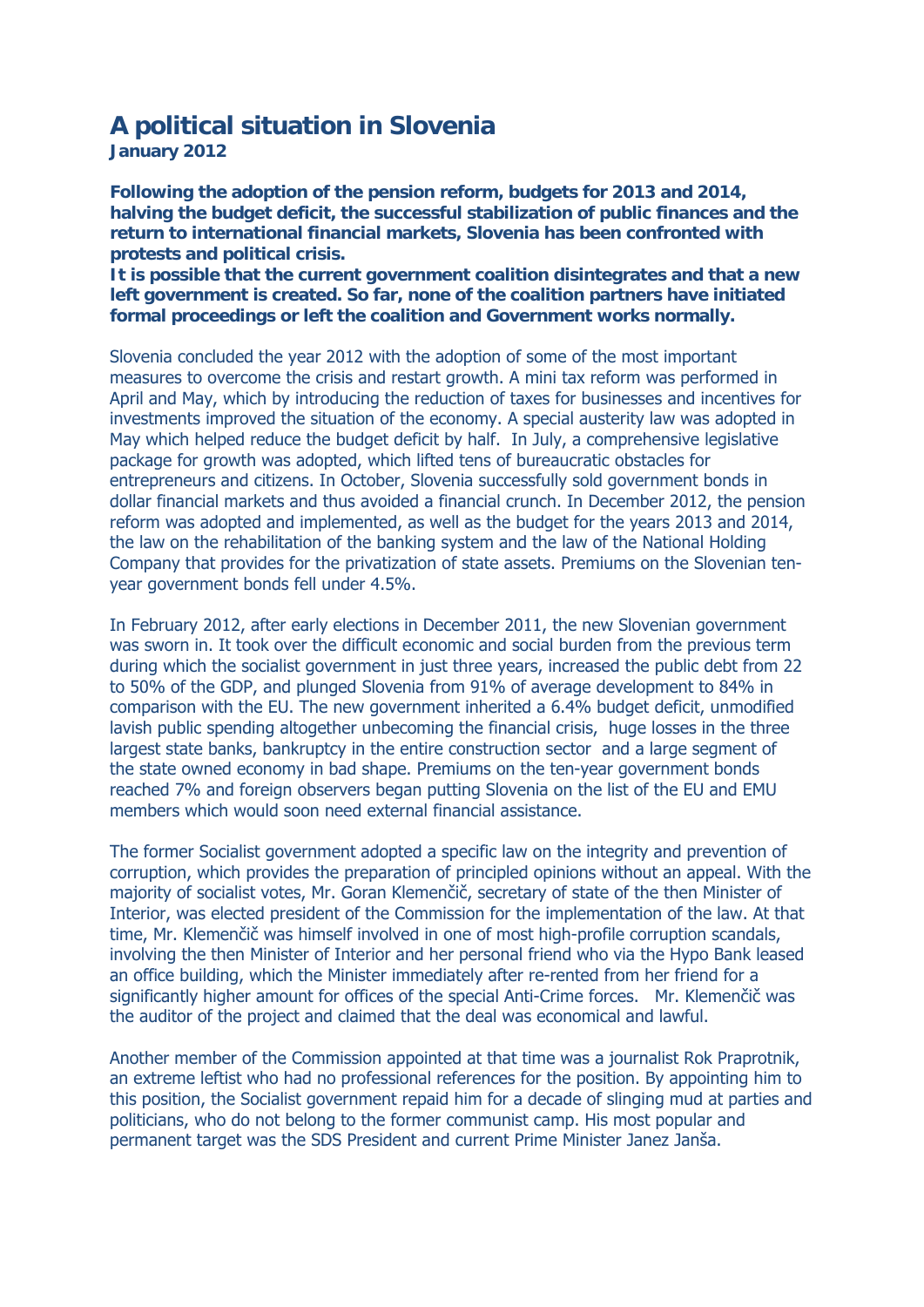# A political situation in Slovenia

**January 2012**

**Following the adoption of the pension reform, budgets for 2013 and 2014, halving the budget deficit, the successful stabilization of public finances and the return to international financial markets, Slovenia has been confronted with protests and political crisis.**
**It is possible that the current government coalition disintegrates and that a new left government is created. So far, none of the coalition partners have initiated formal proceedings or left the coalition and Government works normally.**

Slovenia concluded the year 2012 with the adoption of some of the most important measures to overcome the crisis and restart growth. A mini tax reform was performed in April and May, which by introducing the reduction of taxes for businesses and incentives for investments improved the situation of the economy. A special austerity law was adopted in May which helped reduce the budget deficit by half. In July, a comprehensive legislative package for growth was adopted, which lifted tens of bureaucratic obstacles for entrepreneurs and citizens. In October, Slovenia successfully sold government bonds in dollar financial markets and thus avoided a financial crunch. In December 2012, the pension reform was adopted and implemented, as well as the budget for the years 2013 and 2014, the law on the rehabilitation of the banking system and the law of the National Holding Company that provides for the privatization of state assets. Premiums on the Slovenian ten-year government bonds fell under 4.5%.

In February 2012, after early elections in December 2011, the new Slovenian government was sworn in. It took over the difficult economic and social burden from the previous term during which the socialist government in just three years, increased the public debt from 22 to 50% of the GDP, and plunged Slovenia from 91% of average development to 84% in comparison with the EU. The new government inherited a 6.4% budget deficit, unmodified lavish public spending altogether unbecoming the financial crisis, huge losses in the three largest state banks, bankruptcy in the entire construction sector and a large segment of the state owned economy in bad shape. Premiums on the ten-year government bonds reached 7% and foreign observers began putting Slovenia on the list of the EU and EMU members which would soon need external financial assistance.

The former Socialist government adopted a specific law on the integrity and prevention of corruption, which provides the preparation of principled opinions without an appeal. With the majority of socialist votes, Mr. Goran Klemenčič, secretary of state of the then Minister of Interior, was elected president of the Commission for the implementation of the law. At that time, Mr. Klemenčič was himself involved in one of most high-profile corruption scandals, involving the then Minister of Interior and her personal friend who via the Hypo Bank leased an office building, which the Minister immediately after re-rented from her friend for a significantly higher amount for offices of the special Anti-Crime forces. Mr. Klemenčič was the auditor of the project and claimed that the deal was economical and lawful.

Another member of the Commission appointed at that time was a journalist Rok Praprotnik, an extreme leftist who had no professional references for the position. By appointing him to this position, the Socialist government repaid him for a decade of slinging mud at parties and politicians, who do not belong to the former communist camp. His most popular and permanent target was the SDS President and current Prime Minister Janez Janša.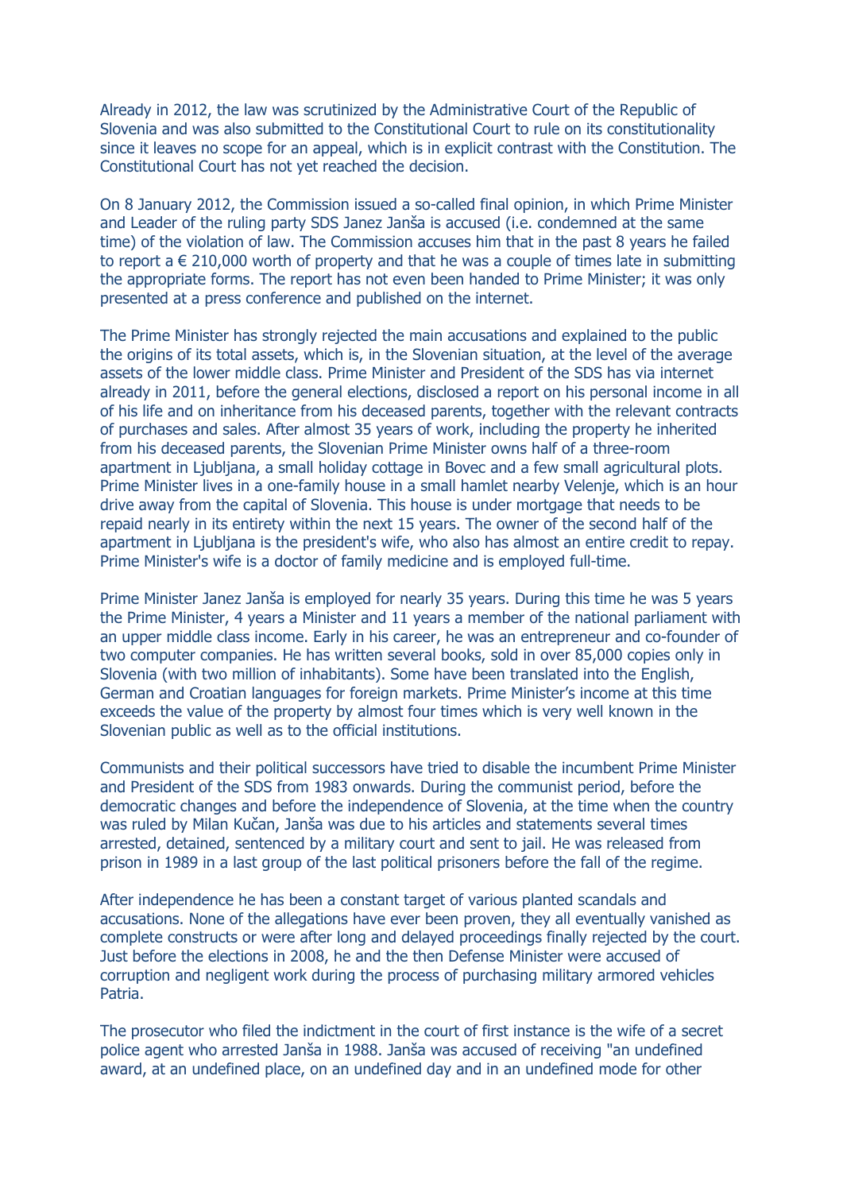Already in 2012, the law was scrutinized by the Administrative Court of the Republic of Slovenia and was also submitted to the Constitutional Court to rule on its constitutionality since it leaves no scope for an appeal, which is in explicit contrast with the Constitution. The Constitutional Court has not yet reached the decision.

On 8 January 2012, the Commission issued a so-called final opinion, in which Prime Minister and Leader of the ruling party SDS Janez Janša is accused (i.e. condemned at the same time) of the violation of law. The Commission accuses him that in the past 8 years he failed to report a € 210,000 worth of property and that he was a couple of times late in submitting the appropriate forms. The report has not even been handed to Prime Minister; it was only presented at a press conference and published on the internet.

The Prime Minister has strongly rejected the main accusations and explained to the public the origins of its total assets, which is, in the Slovenian situation, at the level of the average assets of the lower middle class. Prime Minister and President of the SDS has via internet already in 2011, before the general elections, disclosed a report on his personal income in all of his life and on inheritance from his deceased parents, together with the relevant contracts of purchases and sales. After almost 35 years of work, including the property he inherited from his deceased parents, the Slovenian Prime Minister owns half of a three-room apartment in Ljubljana, a small holiday cottage in Bovec and a few small agricultural plots. Prime Minister lives in a one-family house in a small hamlet nearby Velenje, which is an hour drive away from the capital of Slovenia. This house is under mortgage that needs to be repaid nearly in its entirety within the next 15 years. The owner of the second half of the apartment in Ljubljana is the president's wife, who also has almost an entire credit to repay. Prime Minister's wife is a doctor of family medicine and is employed full-time.

Prime Minister Janez Janša is employed for nearly 35 years. During this time he was 5 years the Prime Minister, 4 years a Minister and 11 years a member of the national parliament with an upper middle class income. Early in his career, he was an entrepreneur and co-founder of two computer companies. He has written several books, sold in over 85,000 copies only in Slovenia (with two million of inhabitants). Some have been translated into the English, German and Croatian languages for foreign markets. Prime Minister's income at this time exceeds the value of the property by almost four times which is very well known in the Slovenian public as well as to the official institutions.

Communists and their political successors have tried to disable the incumbent Prime Minister and President of the SDS from 1983 onwards. During the communist period, before the democratic changes and before the independence of Slovenia, at the time when the country was ruled by Milan Kučan, Janša was due to his articles and statements several times arrested, detained, sentenced by a military court and sent to jail. He was released from prison in 1989 in a last group of the last political prisoners before the fall of the regime.

After independence he has been a constant target of various planted scandals and accusations. None of the allegations have ever been proven, they all eventually vanished as complete constructs or were after long and delayed proceedings finally rejected by the court. Just before the elections in 2008, he and the then Defense Minister were accused of corruption and negligent work during the process of purchasing military armored vehicles Patria.

The prosecutor who filed the indictment in the court of first instance is the wife of a secret police agent who arrested Janša in 1988. Janša was accused of receiving "an undefined award, at an undefined place, on an undefined day and in an undefined mode for other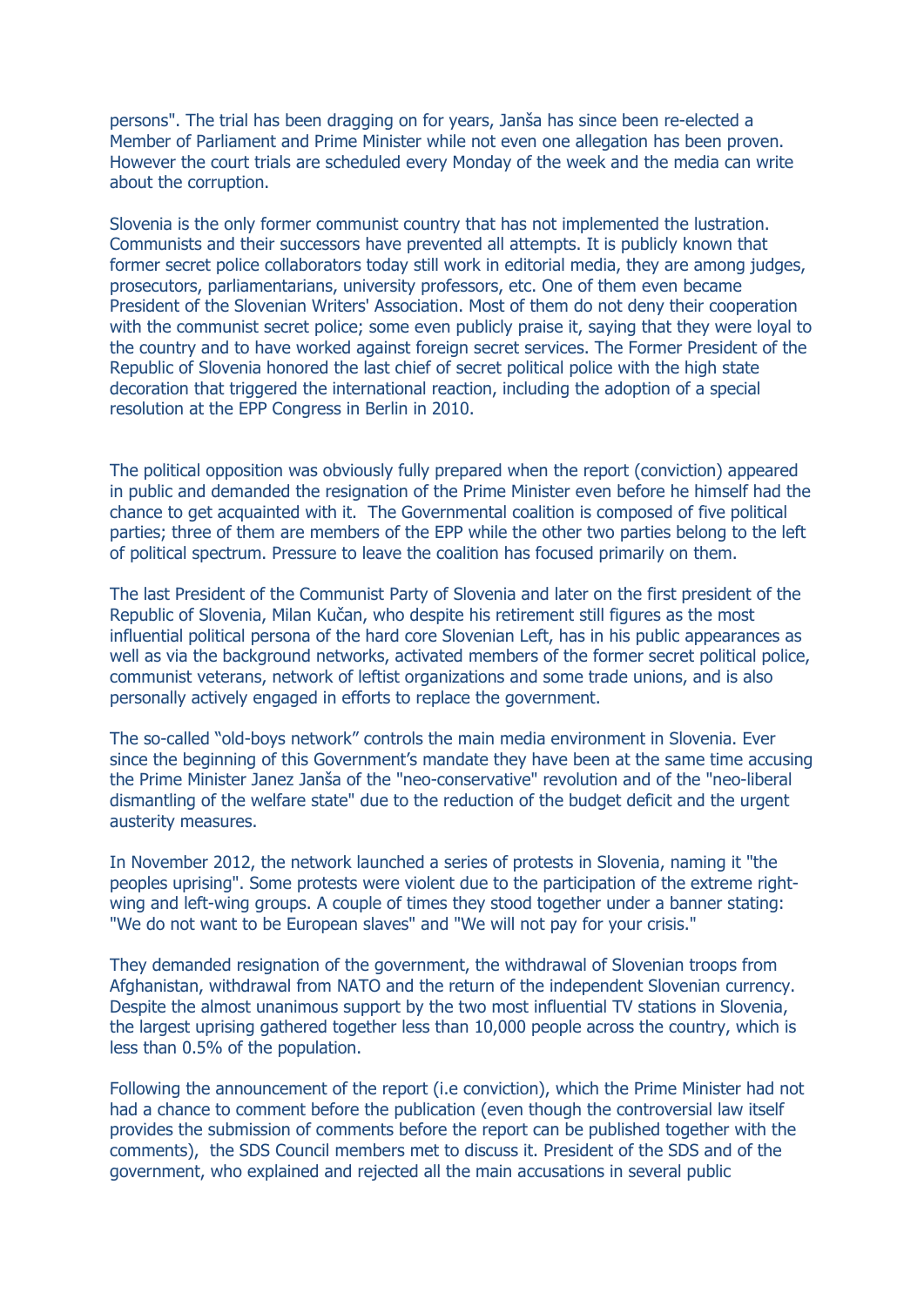persons". The trial has been dragging on for years, Janša has since been re-elected a Member of Parliament and Prime Minister while not even one allegation has been proven. However the court trials are scheduled every Monday of the week and the media can write about the corruption.

Slovenia is the only former communist country that has not implemented the lustration. Communists and their successors have prevented all attempts. It is publicly known that former secret police collaborators today still work in editorial media, they are among judges, prosecutors, parliamentarians, university professors, etc. One of them even became President of the Slovenian Writers' Association. Most of them do not deny their cooperation with the communist secret police; some even publicly praise it, saying that they were loyal to the country and to have worked against foreign secret services. The Former President of the Republic of Slovenia honored the last chief of secret political police with the high state decoration that triggered the international reaction, including the adoption of a special resolution at the EPP Congress in Berlin in 2010.

The political opposition was obviously fully prepared when the report (conviction) appeared in public and demanded the resignation of the Prime Minister even before he himself had the chance to get acquainted with it. The Governmental coalition is composed of five political parties; three of them are members of the EPP while the other two parties belong to the left of political spectrum. Pressure to leave the coalition has focused primarily on them.

The last President of the Communist Party of Slovenia and later on the first president of the Republic of Slovenia, Milan Kučan, who despite his retirement still figures as the most influential political persona of the hard core Slovenian Left, has in his public appearances as well as via the background networks, activated members of the former secret political police, communist veterans, network of leftist organizations and some trade unions, and is also personally actively engaged in efforts to replace the government.

The so-called "old-boys network" controls the main media environment in Slovenia. Ever since the beginning of this Government's mandate they have been at the same time accusing the Prime Minister Janez Janša of the "neo-conservative" revolution and of the "neo-liberal dismantling of the welfare state" due to the reduction of the budget deficit and the urgent austerity measures.

In November 2012, the network launched a series of protests in Slovenia, naming it "the peoples uprising". Some protests were violent due to the participation of the extreme right-wing and left-wing groups. A couple of times they stood together under a banner stating: "We do not want to be European slaves" and "We will not pay for your crisis."

They demanded resignation of the government, the withdrawal of Slovenian troops from Afghanistan, withdrawal from NATO and the return of the independent Slovenian currency. Despite the almost unanimous support by the two most influential TV stations in Slovenia, the largest uprising gathered together less than 10,000 people across the country, which is less than 0.5% of the population.

Following the announcement of the report (i.e conviction), which the Prime Minister had not had a chance to comment before the publication (even though the controversial law itself provides the submission of comments before the report can be published together with the comments), the SDS Council members met to discuss it. President of the SDS and of the government, who explained and rejected all the main accusations in several public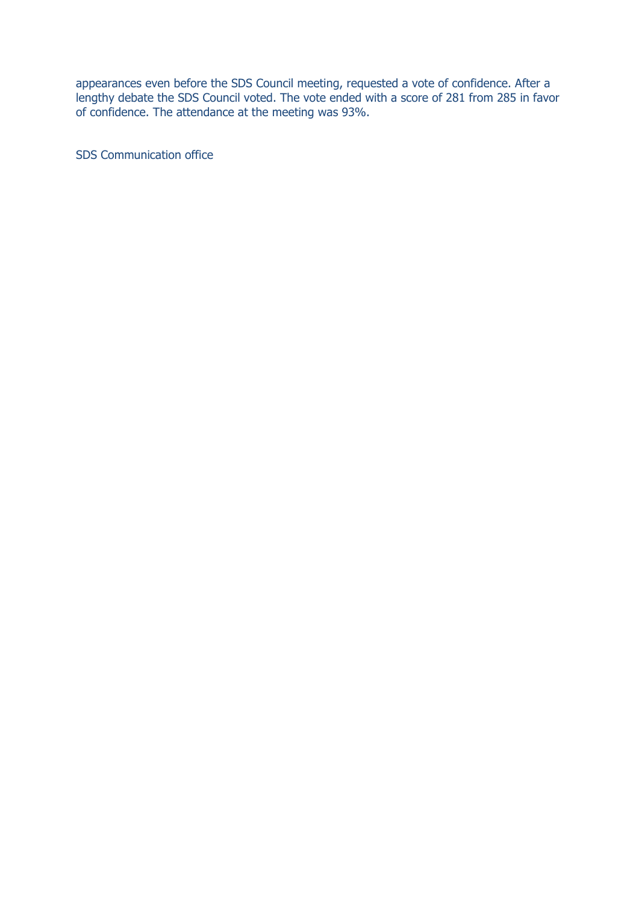appearances even before the SDS Council meeting, requested a vote of confidence. After a lengthy debate the SDS Council voted. The vote ended with a score of 281 from 285 in favor of confidence. The attendance at the meeting was 93%.

SDS Communication office